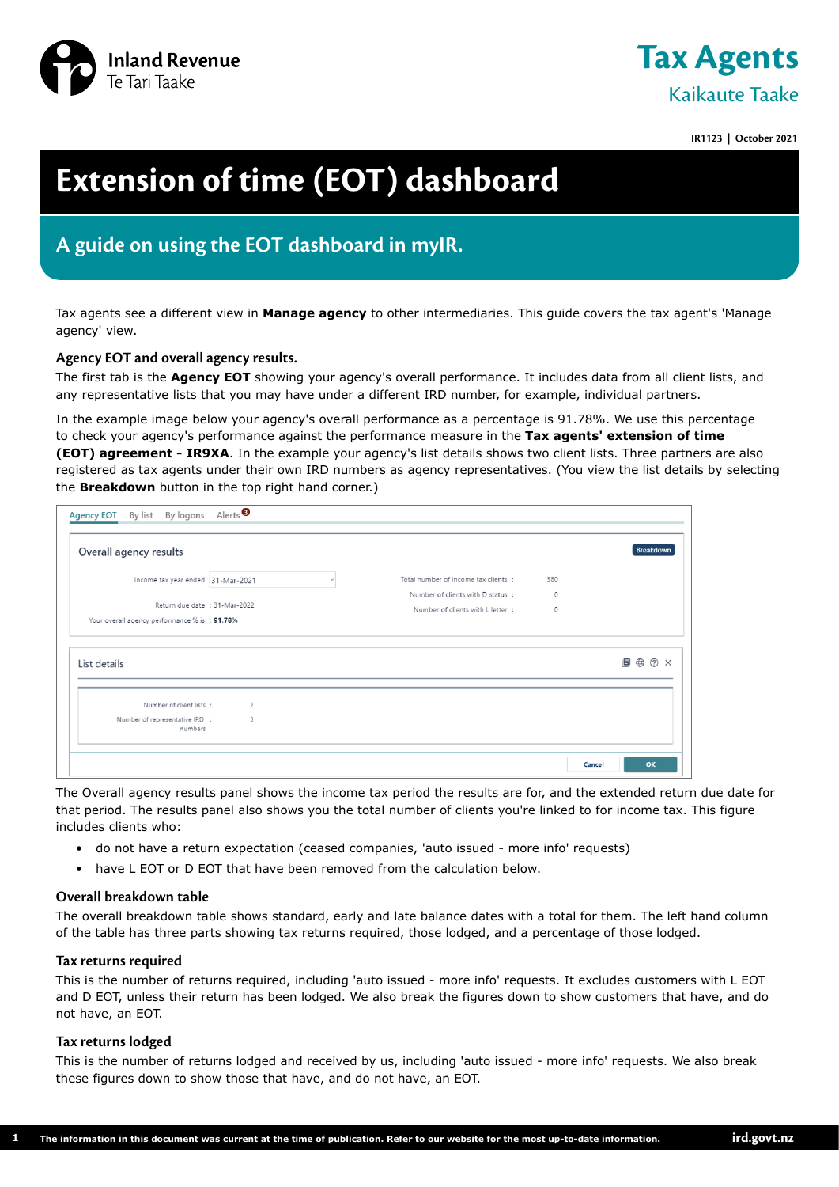Inland Revenue
Te Tari Taake

# Tax Agents

Kaikaute Taake

IR1123 | October 2021

# Extension of time (EOT) dashboard

## A guide on using the EOT dashboard in myIR.

Tax agents see a different view in **Manage agency** to other intermediaries. This guide covers the tax agent's 'Manage agency' view.

### Agency EOT and overall agency results.

The first tab is the **Agency EOT** showing your agency's overall performance. It includes data from all client lists, and any representative lists that you may have under a different IRD number, for example, individual partners.

In the example image below your agency's overall performance as a percentage is 91.78%. We use this percentage to check your agency's performance against the performance measure in the **Tax agents' extension of time (EOT) agreement - IR9XA**. In the example your agency's list details shows two client lists. Three partners are also registered as tax agents under their own IRD numbers as agency representatives. (You view the list details by selecting the **Breakdown** button in the top right hand corner.)

Agency EOT | By list | By logons | Alerts 3

Overall agency results — Breakdown

Income tax year ended: 31-Mar-2021
Return due date: 31-Mar-2022
Your overall agency performance % is: 91.78%

Total number of income tax clients: 380
Number of clients with D status: 0
Number of clients with L letter: 0

List details

Number of client lists: 2
Number of representative IRD numbers: 3

Cancel | OK

The Overall agency results panel shows the income tax period the results are for, and the extended return due date for that period. The results panel also shows you the total number of clients you're linked to for income tax. This figure includes clients who:

- do not have a return expectation (ceased companies, 'auto issued - more info' requests)
- have L EOT or D EOT that have been removed from the calculation below.

### Overall breakdown table

The overall breakdown table shows standard, early and late balance dates with a total for them. The left hand column of the table has three parts showing tax returns required, those lodged, and a percentage of those lodged.

### Tax returns required

This is the number of returns required, including 'auto issued - more info' requests. It excludes customers with L EOT and D EOT, unless their return has been lodged. We also break the figures down to show customers that have, and do not have, an EOT.

### Tax returns lodged

This is the number of returns lodged and received by us, including 'auto issued - more info' requests. We also break these figures down to show those that have, and do not have, an EOT.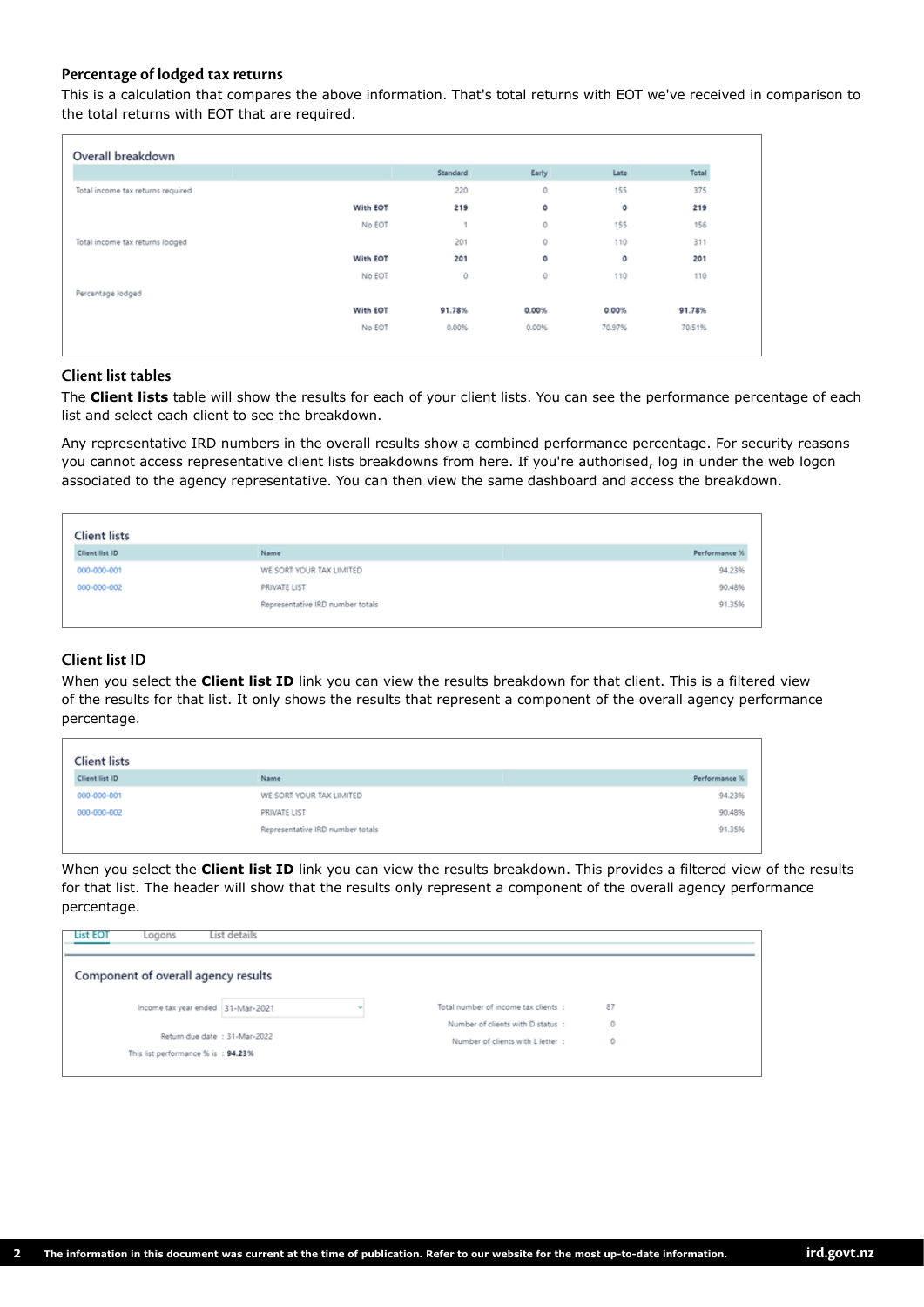### Percentage of lodged tax returns

This is a calculation that compares the above information. That's total returns with EOT we've received in comparison to the total returns with EOT that are required.

**Overall breakdown**

| | | Standard | Early | Late | Total |
|---|---|---|---|---|---|
| Total income tax returns required | | 220 | 0 | 155 | 375 |
| | **With EOT** | **219** | **0** | **0** | **219** |
| | No EOT | 1 | 0 | 155 | 156 |
| Total income tax returns lodged | | 201 | 0 | 110 | 311 |
| | **With EOT** | **201** | **0** | **0** | **201** |
| | No EOT | 0 | 0 | 110 | 110 |
| Percentage lodged | | | | | |
| | **With EOT** | **91.78%** | **0.00%** | **0.00%** | **91.78%** |
| | No EOT | 0.00% | 0.00% | 70.97% | 70.51% |

### Client list tables

The **Client lists** table will show the results for each of your client lists. You can see the performance percentage of each list and select each client to see the breakdown.

Any representative IRD numbers in the overall results show a combined performance percentage. For security reasons you cannot access representative client lists breakdowns from here. If you're authorised, log in under the web logon associated to the agency representative. You can then view the same dashboard and access the breakdown.

**Client lists**

| Client list ID | Name | Performance % |
|---|---|---|
| 000-000-001 | WE SORT YOUR TAX LIMITED | 94.23% |
| 000-000-002 | PRIVATE LIST | 90.48% |
| | Representative IRD number totals | 91.35% |

### Client list ID

When you select the **Client list ID** link you can view the results breakdown for that client. This is a filtered view of the results for that list. It only shows the results that represent a component of the overall agency performance percentage.

**Client lists**

| Client list ID | Name | Performance % |
|---|---|---|
| 000-000-001 | WE SORT YOUR TAX LIMITED | 94.23% |
| 000-000-002 | PRIVATE LIST | 90.48% |
| | Representative IRD number totals | 91.35% |

When you select the **Client list ID** link you can view the results breakdown. This provides a filtered view of the results for that list. The header will show that the results only represent a component of the overall agency performance percentage.

List EOT | Logons | List details

**Component of overall agency results**

Income tax year ended: 31-Mar-2021

Return due date : 31-Mar-2022

This list performance % is : **94.23%**

Total number of income tax clients : 87

Number of clients with D status : 0

Number of clients with L letter : 0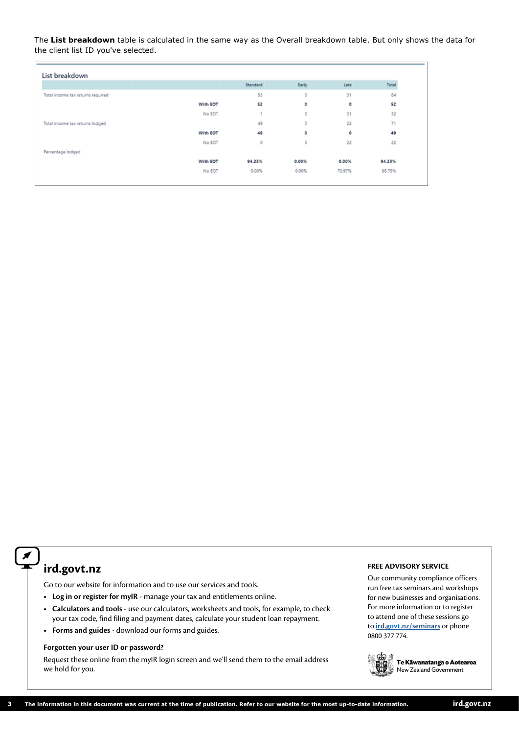The **List breakdown** table is calculated in the same way as the Overall breakdown table. But only shows the data for the client list ID you've selected.

List breakdown

| | | Standard | Early | Late | Total |
|---|---|---|---|---|---|
| Total income tax returns required | | 53 | 0 | 31 | 84 |
| | **With EOT** | **52** | **0** | **0** | **52** |
| | No EOT | 1 | 0 | 31 | 32 |
| Total income tax returns lodged | | 49 | 0 | 22 | 71 |
| | **With EOT** | **49** | **0** | **0** | **49** |
| | No EOT | 0 | 0 | 22 | 22 |
| Percentage lodged | | | | | |
| | **With EOT** | **94.23%** | **0.00%** | **0.00%** | **94.23%** |
| | No EOT | 0.00% | 0.00% | 70.97% | 68.75% |

## ird.govt.nz

Go to our website for information and to use our services and tools.

- **Log in or register for myIR** - manage your tax and entitlements online.
- **Calculators and tools** - use our calculators, worksheets and tools, for example, to check your tax code, find filing and payment dates, calculate your student loan repayment.
- **Forms and guides** - download our forms and guides.

**Forgotten your user ID or password?**

Request these online from the myIR login screen and we'll send them to the email address we hold for you.

**FREE ADVISORY SERVICE**

Our community compliance officers run free tax seminars and workshops for new businesses and organisations. For more information or to register to attend one of these sessions go to **ird.govt.nz/seminars** or phone 0800 377 774.

**Te Kāwanatanga o Aotearoa**
New Zealand Government

**The information in this document was current at the time of publication. Refer to our website for the most up-to-date information.**